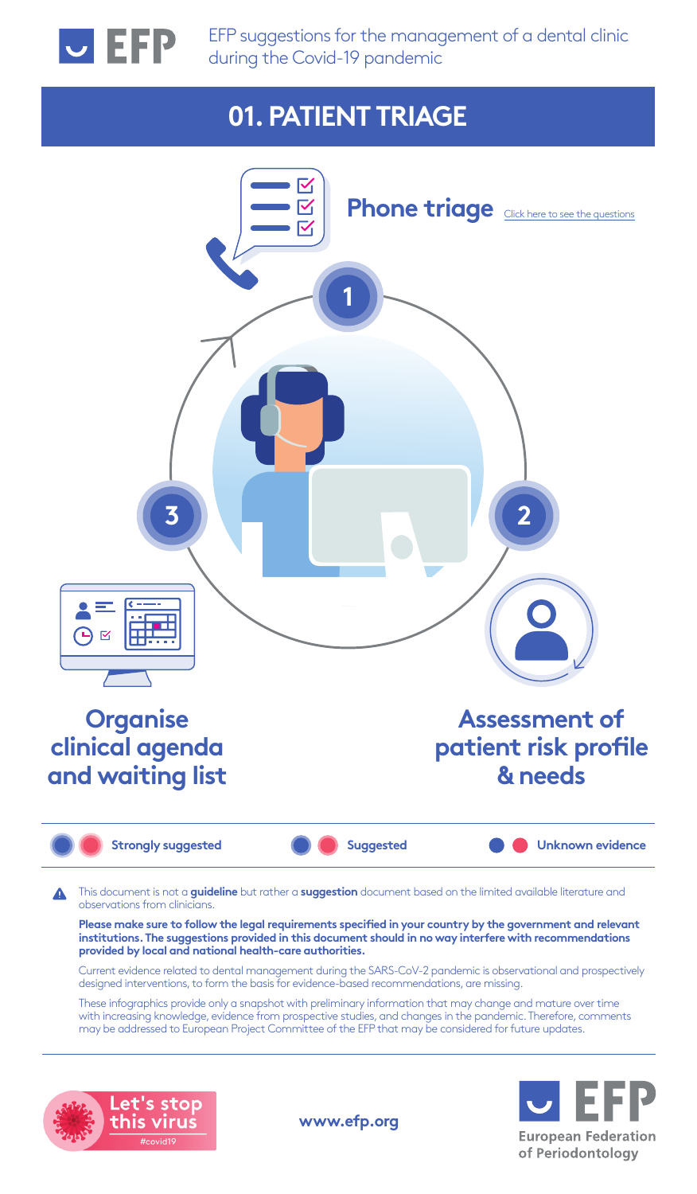EFP suggestions for the management of a dental clinic during the Covid-19 pandemic

# 01. PATIENT TRIAGE

1. **Phone triage** — Click here to see the questions
2. **Assessment of patient risk profile & needs**
3. **Organise clinical agenda and waiting list**

Strongly suggested | Suggested | Unknown evidence

This document is not a **guideline** but rather a **suggestion** document based on the limited available literature and observations from clinicians.

**Please make sure to follow the legal requirements specified in your country by the government and relevant institutions. The suggestions provided in this document should in no way interfere with recommendations provided by local and national health-care authorities.**

Current evidence related to dental management during the SARS-CoV-2 pandemic is observational and prospectively designed interventions, to form the basis for evidence-based recommendations, are missing.

These infographics provide only a snapshot with preliminary information that may change and mature over time with increasing knowledge, evidence from prospective studies, and changes in the pandemic. Therefore, comments may be addressed to European Project Committee of the EFP that may be considered for future updates.

Let's stop this virus #covid19

www.efp.org

European Federation of Periodontology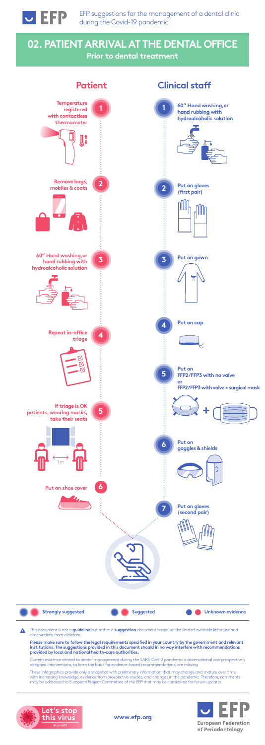EFP suggestions for the management of a dental clinic during the Covid-19 pandemic

## 02. PATIENT ARRIVAL AT THE DENTAL OFFICE

**Prior to dental treatment**

### Patient

1. **Temperature registered with contactless thermometer**
2. **Remove bags, mobiles & coats**
3. **60'' Hand washing, or hand rubbing with hydroalcoholic solution**
4. **Repeat in-office triage**
5. **If triage is OK patients, wearing masks, take their seats**

   1 m
6. **Put on shoe cover**

### Clinical staff

1. **60'' Hand washing, or hand rubbing with hydroalcoholic solution**
2. **Put on gloves (first pair)**
3. **Put on gown**
4. **Put on cap**
5. **Put on FFP2/FFP3 with no valve or FFP2/FFP3 with valve + surgical mask**
6. **Put on goggles & shields**
7. **Put on gloves (second pair)**

**Strongly suggested** | **Suggested** | **Unknown evidence**

This document is not a **guideline** but rather a **suggestion** document based on the limited available literature and observations from clinicians.

**Please make sure to follow the legal requirements specified in your country by the government and relevant institutions. The suggestions provided in this document should in no way interfere with recommendations provided by local and national health-care authorities.**

Current evidence related to dental management during the SARS-CoV-2 pandemic is observational and prospectively designed interventions, to form the basis for evidence-based recommendations, are missing.

These infographics provide only a snapshot with preliminary information that may change and mature over time with increasing knowledge, evidence from prospective studies, and changes in the pandemic. Therefore, comments may be addressed to European Project Committee of the EFP that may be considered for future updates.

Let's stop this virus #covid19

www.efp.org

EFP European Federation of Periodontology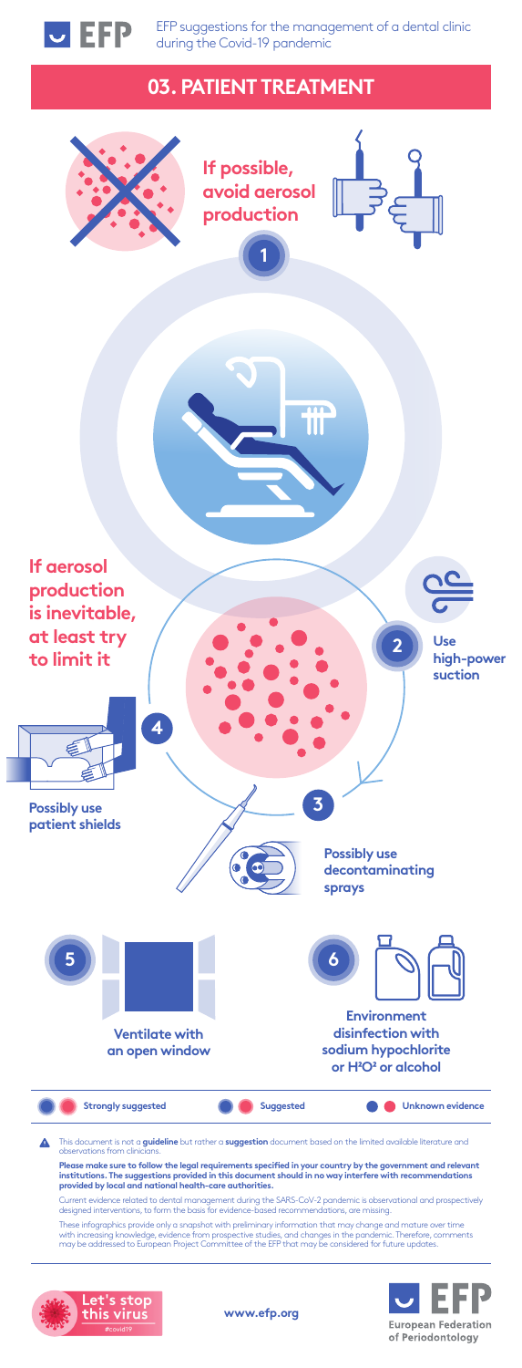EFP suggestions for the management of a dental clinic during the Covid-19 pandemic

# 03. PATIENT TREATMENT

**1** **If possible, avoid aerosol production**

**If aerosol production is inevitable, at least try to limit it**

**2** **Use high-power suction**

**3** **Possibly use decontaminating sprays**

**4** **Possibly use patient shields**

**5** **Ventilate with an open window**

**6** **Environment disinfection with sodium hypochlorite or $H^2O^2$ or alcohol**

**Strongly suggested** | **Suggested** | **Unknown evidence**

This document is not a **guideline** but rather a **suggestion** document based on the limited available literature and observations from clinicians.

**Please make sure to follow the legal requirements specified in your country by the government and relevant institutions. The suggestions provided in this document should in no way interfere with recommendations provided by local and national health-care authorities.**

Current evidence related to dental management during the SARS-CoV-2 pandemic is observational and prospectively designed interventions, to form the basis for evidence-based recommendations, are missing.

These infographics provide only a snapshot with preliminary information that may change and mature over time with increasing knowledge, evidence from prospective studies, and changes in the pandemic. Therefore, comments may be addressed to European Project Committee of the EFP that may be considered for future updates.

Let's stop this virus #covid19

www.efp.org

European Federation of Periodontology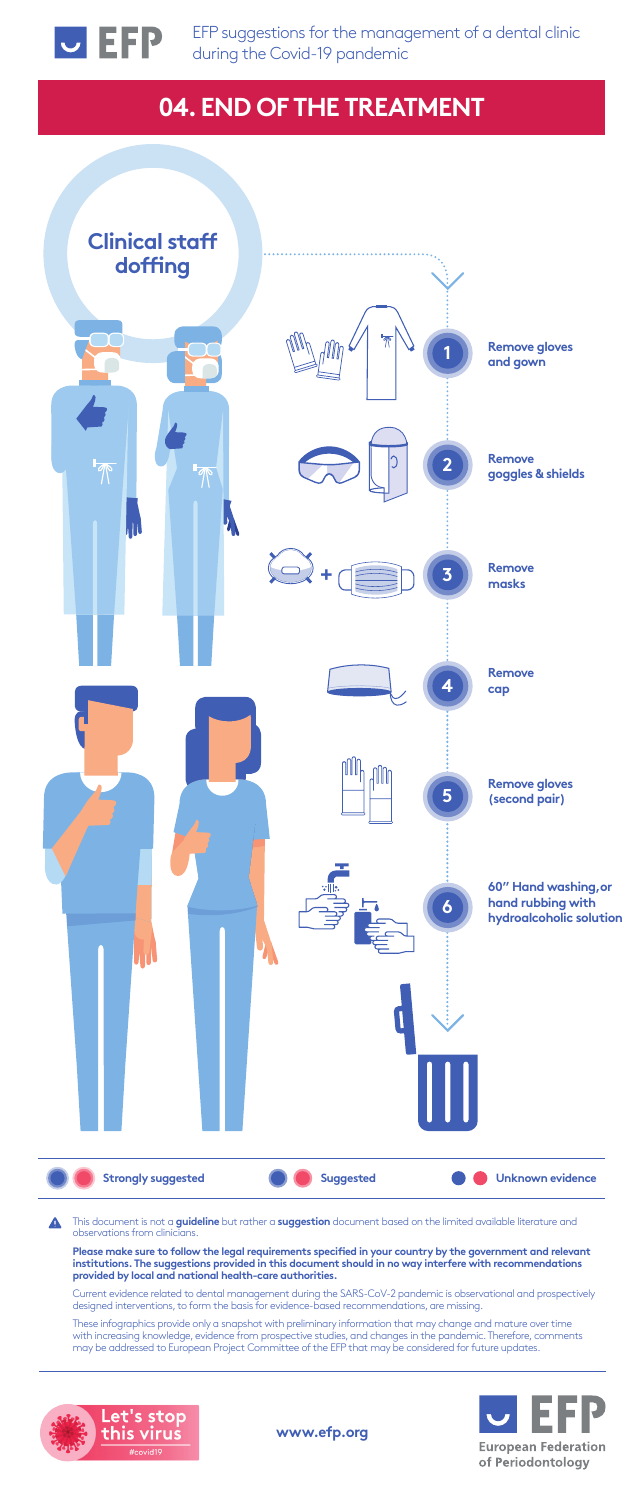# 04. END OF THE TREATMENT

## Clinical staff doffing

1. **Remove gloves and gown**
2. **Remove goggles & shields**
3. **Remove masks**
4. **Remove cap**
5. **Remove gloves (second pair)**
6. **60" Hand washing, or hand rubbing with hydroalcoholic solution**

**Strongly suggested** | **Suggested** | **Unknown evidence**

This document is not a **guideline** but rather a **suggestion** document based on the limited available literature and observations from clinicians.

**Please make sure to follow the legal requirements specified in your country by the government and relevant institutions. The suggestions provided in this document should in no way interfere with recommendations provided by local and national health-care authorities.**

Current evidence related to dental management during the SARS-CoV-2 pandemic is observational and prospectively designed interventions, to form the basis for evidence-based recommendations, are missing.

These infographics provide only a snapshot with preliminary information that may change and mature over time with increasing knowledge, evidence from prospective studies, and changes in the pandemic. Therefore, comments may be addressed to European Project Committee of the EFP that may be considered for future updates.

Let's stop this virus #covid19

www.efp.org

European Federation of Periodontology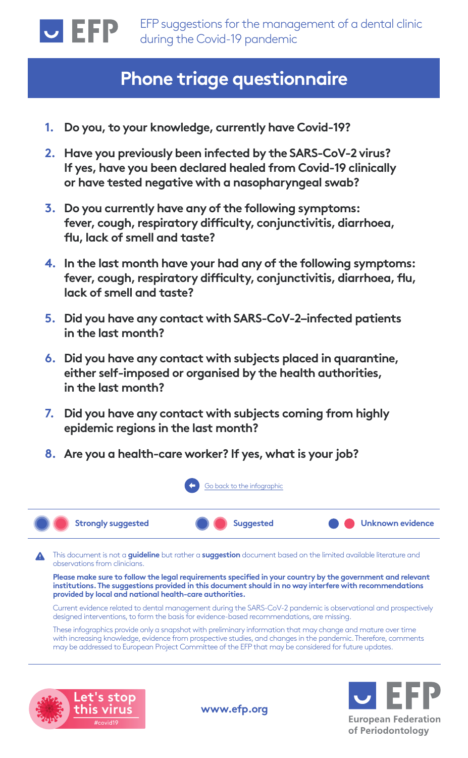EFP suggestions for the management of a dental clinic during the Covid-19 pandemic

# Phone triage questionnaire

1. **Do you, to your knowledge, currently have Covid-19?**
2. **Have you previously been infected by the SARS-CoV-2 virus? If yes, have you been declared healed from Covid-19 clinically or have tested negative with a nasopharyngeal swab?**
3. **Do you currently have any of the following symptoms: fever, cough, respiratory difficulty, conjunctivitis, diarrhoea, flu, lack of smell and taste?**
4. **In the last month have your had any of the following symptoms: fever, cough, respiratory difficulty, conjunctivitis, diarrhoea, flu, lack of smell and taste?**
5. **Did you have any contact with SARS-CoV-2–infected patients in the last month?**
6. **Did you have any contact with subjects placed in quarantine, either self-imposed or organised by the health authorities, in the last month?**
7. **Did you have any contact with subjects coming from highly epidemic regions in the last month?**
8. **Are you a health-care worker? If yes, what is your job?**

Go back to the infographic

Strongly suggested | Suggested | Unknown evidence

This document is not a **guideline** but rather a **suggestion** document based on the limited available literature and observations from clinicians.

**Please make sure to follow the legal requirements specified in your country by the government and relevant institutions. The suggestions provided in this document should in no way interfere with recommendations provided by local and national health-care authorities.**

Current evidence related to dental management during the SARS-CoV-2 pandemic is observational and prospectively designed interventions, to form the basis for evidence-based recommendations, are missing.

These infographics provide only a snapshot with preliminary information that may change and mature over time with increasing knowledge, evidence from prospective studies, and changes in the pandemic. Therefore, comments may be addressed to European Project Committee of the EFP that may be considered for future updates.

Let's stop this virus #covid19

www.efp.org

EFP European Federation of Periodontology